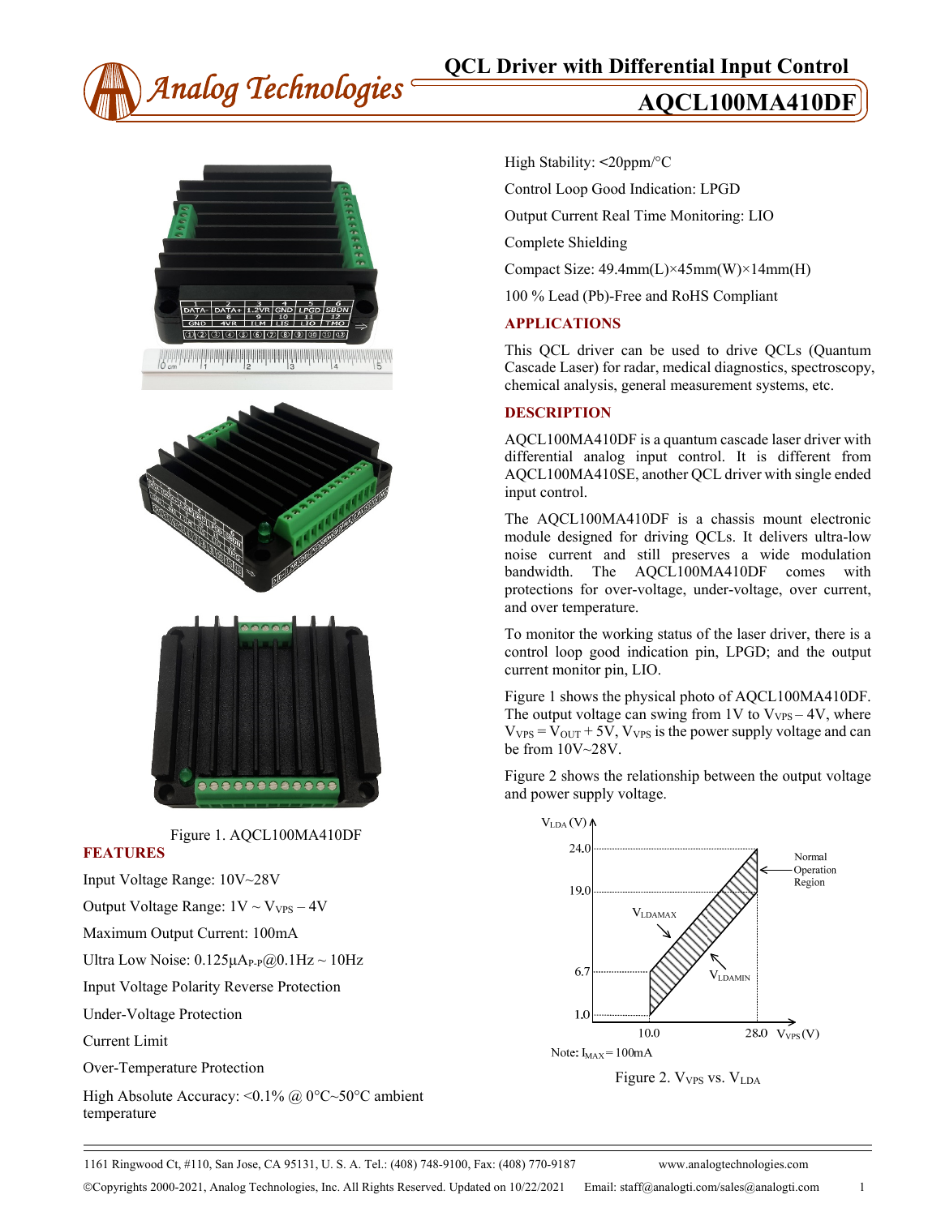# QCL Driver with Differential Input Control

# AQCL100MA410DF

Figure 1. AQCL100MA410DF

## FEATURES

Input Voltage Range: 10V~28V

Output Voltage Range: 1V ~ $V_{VPS}$ – 4V

Maximum Output Current: 100mA

Ultra Low Noise: 0.125µA$_{P-P}$@0.1Hz ~ 10Hz

Input Voltage Polarity Reverse Protection

Under-Voltage Protection

Current Limit

Over-Temperature Protection

High Absolute Accuracy: <0.1% @ 0°C~50°C ambient temperature

High Stability: <20ppm/°C

Control Loop Good Indication: LPGD

Output Current Real Time Monitoring: LIO

Complete Shielding

Compact Size: 49.4mm(L)×45mm(W)×14mm(H)

100 % Lead (Pb)-Free and RoHS Compliant

## APPLICATIONS

This QCL driver can be used to drive QCLs (Quantum Cascade Laser) for radar, medical diagnostics, spectroscopy, chemical analysis, general measurement systems, etc.

## DESCRIPTION

AQCL100MA410DF is a quantum cascade laser driver with differential analog input control. It is different from AQCL100MA410SE, another QCL driver with single ended input control.

The AQCL100MA410DF is a chassis mount electronic module designed for driving QCLs. It delivers ultra-low noise current and still preserves a wide modulation bandwidth. The AQCL100MA410DF comes with protections for over-voltage, under-voltage, over current, and over temperature.

To monitor the working status of the laser driver, there is a control loop good indication pin, LPGD; and the output current monitor pin, LIO.

Figure 1 shows the physical photo of AQCL100MA410DF. The output voltage can swing from 1V to $V_{VPS}$ – 4V, where $V_{VPS}$ = $V_{OUT}$ + 5V, $V_{VPS}$ is the power supply voltage and can be from 10V~28V.

Figure 2 shows the relationship between the output voltage and power supply voltage.

Note: $I_{MAX}$ = 100mA

Figure 2. $V_{VPS}$ vs. $V_{LDA}$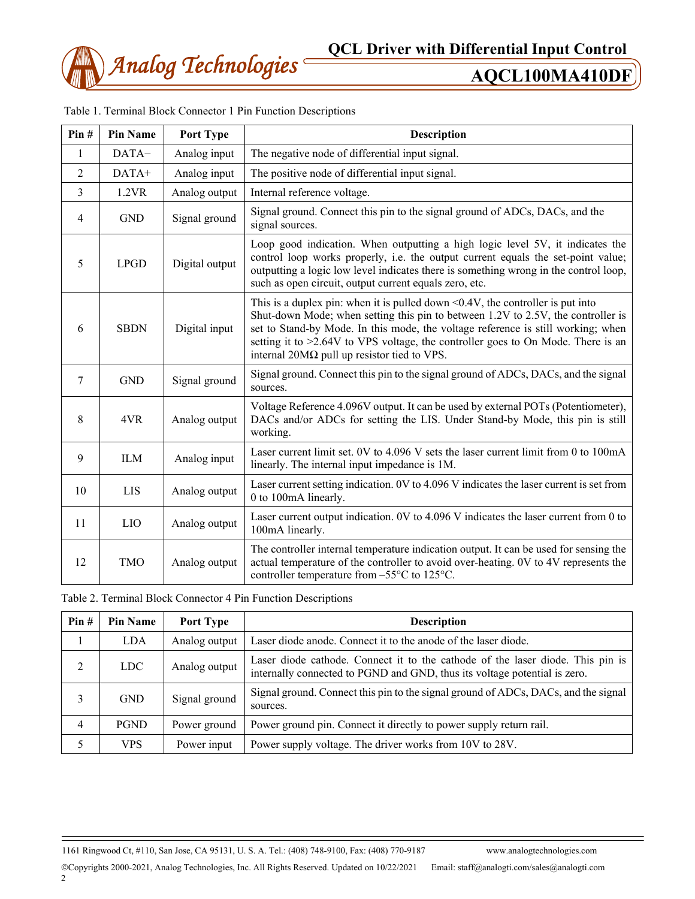Table 1. Terminal Block Connector 1 Pin Function Descriptions

| Pin # | Pin Name | Port Type | Description |
|---|---|---|---|
| 1 | DATA− | Analog input | The negative node of differential input signal. |
| 2 | DATA+ | Analog input | The positive node of differential input signal. |
| 3 | 1.2VR | Analog output | Internal reference voltage. |
| 4 | GND | Signal ground | Signal ground. Connect this pin to the signal ground of ADCs, DACs, and the signal sources. |
| 5 | LPGD | Digital output | Loop good indication. When outputting a high logic level 5V, it indicates the control loop works properly, i.e. the output current equals the set-point value; outputting a logic low level indicates there is something wrong in the control loop, such as open circuit, output current equals zero, etc. |
| 6 | SBDN | Digital input | This is a duplex pin: when it is pulled down <0.4V, the controller is put into Shut-down Mode; when setting this pin to between 1.2V to 2.5V, the controller is set to Stand-by Mode. In this mode, the voltage reference is still working; when setting it to >2.64V to VPS voltage, the controller goes to On Mode. There is an internal 20MΩ pull up resistor tied to VPS. |
| 7 | GND | Signal ground | Signal ground. Connect this pin to the signal ground of ADCs, DACs, and the signal sources. |
| 8 | 4VR | Analog output | Voltage Reference 4.096V output. It can be used by external POTs (Potentiometer), DACs and/or ADCs for setting the LIS. Under Stand-by Mode, this pin is still working. |
| 9 | ILM | Analog input | Laser current limit set. 0V to 4.096 V sets the laser current limit from 0 to 100mA linearly. The internal input impedance is 1M. |
| 10 | LIS | Analog output | Laser current setting indication. 0V to 4.096 V indicates the laser current is set from 0 to 100mA linearly. |
| 11 | LIO | Analog output | Laser current output indication. 0V to 4.096 V indicates the laser current from 0 to 100mA linearly. |
| 12 | TMO | Analog output | The controller internal temperature indication output. It can be used for sensing the actual temperature of the controller to avoid over-heating. 0V to 4V represents the controller temperature from –55°C to 125°C. |

Table 2. Terminal Block Connector 4 Pin Function Descriptions

| Pin # | Pin Name | Port Type | Description |
|---|---|---|---|
| 1 | LDA | Analog output | Laser diode anode. Connect it to the anode of the laser diode. |
| 2 | LDC | Analog output | Laser diode cathode. Connect it to the cathode of the laser diode. This pin is internally connected to PGND and GND, thus its voltage potential is zero. |
| 3 | GND | Signal ground | Signal ground. Connect this pin to the signal ground of ADCs, DACs, and the signal sources. |
| 4 | PGND | Power ground | Power ground pin. Connect it directly to power supply return rail. |
| 5 | VPS | Power input | Power supply voltage. The driver works from 10V to 28V. |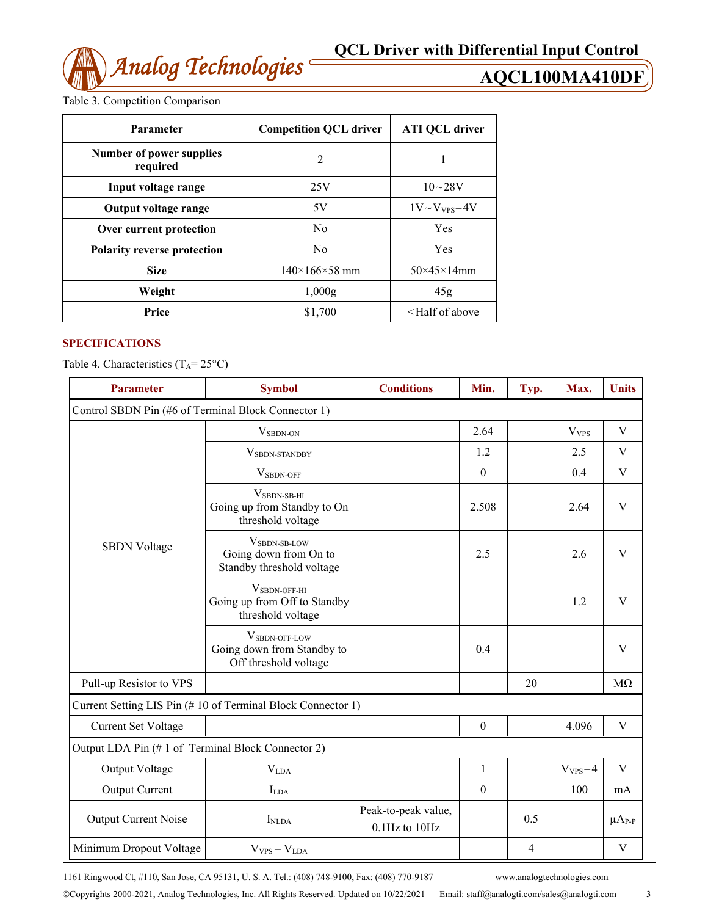Table 3. Competition Comparison

| Parameter | Competition QCL driver | ATI QCL driver |
|---|---|---|
| Number of power supplies required | 2 | 1 |
| Input voltage range | 25V | 10～28V |
| Output voltage range | 5V | 1V～$V_{VPS}$－4V |
| Over current protection | No | Yes |
| Polarity reverse protection | No | Yes |
| Size | 140×166×58 mm | 50×45×14mm |
| Weight | 1,000g | 45g |
| Price | $1,700 | <Half of above |

## SPECIFICATIONS

Table 4. Characteristics ($T_A$= 25°C)

| Parameter | Symbol | Conditions | Min. | Typ. | Max. | Units |
|---|---|---|---|---|---|---|
| Control SBDN Pin (#6 of Terminal Block Connector 1) | | | | | | |
| SBDN Voltage | $V_{SBDN\text{-}ON}$ | | 2.64 | | $V_{VPS}$ | V |
| | $V_{SBDN\text{-}STANDBY}$ | | 1.2 | | 2.5 | V |
| | $V_{SBDN\text{-}OFF}$ | | 0 | | 0.4 | V |
| | $V_{SBDN\text{-}SB\text{-}HI}$ Going up from Standby to On threshold voltage | | 2.508 | | 2.64 | V |
| | $V_{SBDN\text{-}SB\text{-}LOW}$ Going down from On to Standby threshold voltage | | 2.5 | | 2.6 | V |
| | $V_{SBDN\text{-}OFF\text{-}HI}$ Going up from Off to Standby threshold voltage | | | | 1.2 | V |
| | $V_{SBDN\text{-}OFF\text{-}LOW}$ Going down from Standby to Off threshold voltage | | 0.4 | | | V |
| Pull-up Resistor to VPS | | | | 20 | | MΩ |
| Current Setting LIS Pin (# 10 of Terminal Block Connector 1) | | | | | | |
| Current Set Voltage | | | 0 | | 4.096 | V |
| Output LDA Pin (# 1 of Terminal Block Connector 2) | | | | | | |
| Output Voltage | $V_{LDA}$ | | 1 | | $V_{VPS}$－4 | V |
| Output Current | $I_{LDA}$ | | 0 | | 100 | mA |
| Output Current Noise | $I_{NLDA}$ | Peak-to-peak value, 0.1Hz to 10Hz | | 0.5 | | $\mu A_{P\text{-}P}$ |
| Minimum Dropout Voltage | $V_{VPS} - V_{LDA}$ | | | 4 | | V |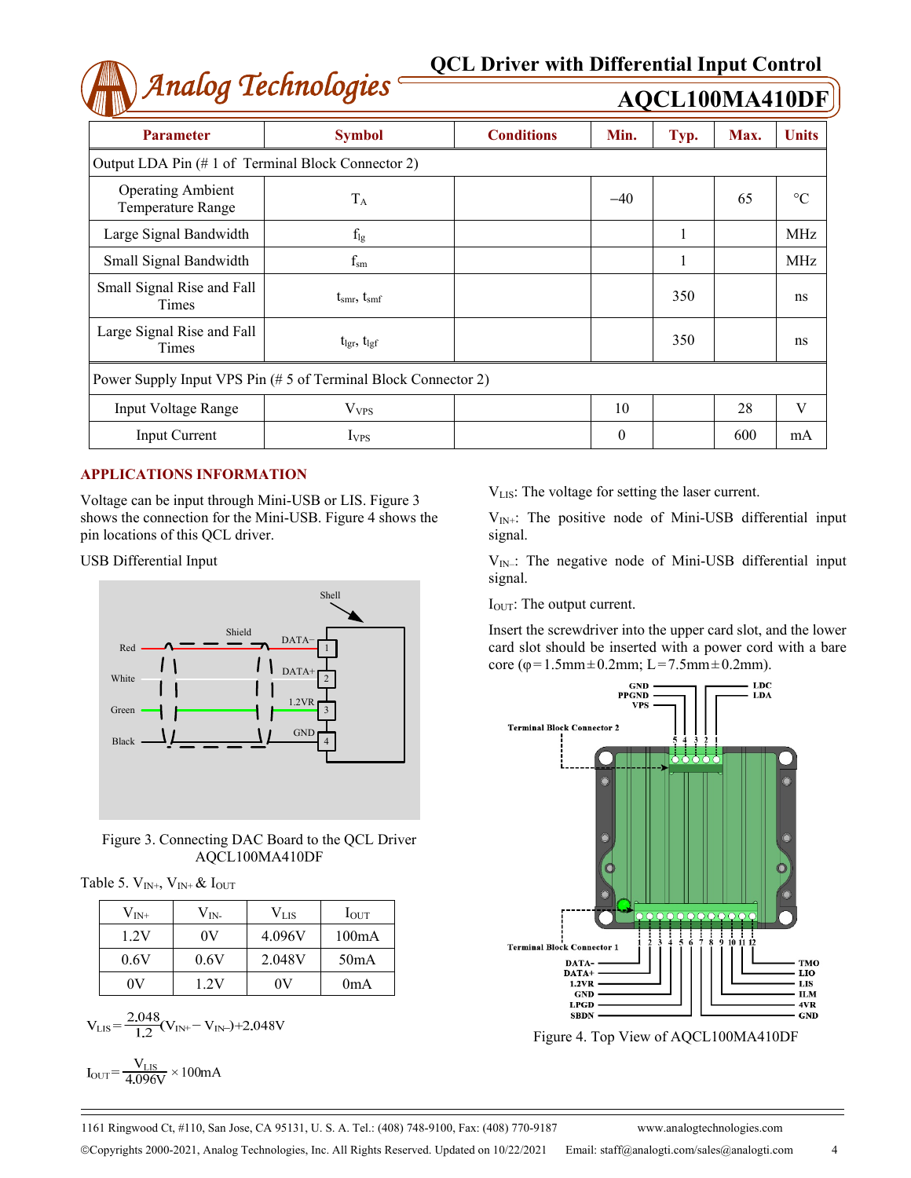| Parameter | Symbol | Conditions | Min. | Typ. | Max. | Units |
|---|---|---|---|---|---|---|
| Output LDA Pin (# 1 of Terminal Block Connector 2) | | | | | | |
| Operating Ambient Temperature Range | $T_A$ | | −40 | | 65 | °C |
| Large Signal Bandwidth | $f_{lg}$ | | | 1 | | MHz |
| Small Signal Bandwidth | $f_{sm}$ | | | 1 | | MHz |
| Small Signal Rise and Fall Times | $t_{smr}$, $t_{smf}$ | | | 350 | | ns |
| Large Signal Rise and Fall Times | $t_{lgr}$, $t_{lgf}$ | | | 350 | | ns |
| Power Supply Input VPS Pin (# 5 of Terminal Block Connector 2) | | | | | | |
| Input Voltage Range | $V_{VPS}$ | | 10 | | 28 | V |
| Input Current | $I_{VPS}$ | | 0 | | 600 | mA |

## APPLICATIONS INFORMATION

Voltage can be input through Mini-USB or LIS. Figure 3 shows the connection for the Mini-USB. Figure 4 shows the pin locations of this QCL driver.

USB Differential Input

Figure 3. Connecting DAC Board to the QCL Driver AQCL100MA410DF

Table 5. $V_{IN+}$, $V_{IN+}$ & $I_{OUT}$

| $V_{IN+}$ | $V_{IN-}$ | $V_{LIS}$ | $I_{OUT}$ |
|---|---|---|---|
| 1.2V | 0V | 4.096V | 100mA |
| 0.6V | 0.6V | 2.048V | 50mA |
| 0V | 1.2V | 0V | 0mA |

$$V_{LIS}=\frac{2.048}{1.2}(V_{IN+}-V_{IN-})+2.048V$$

$$I_{OUT}=\frac{V_{LIS}}{4.096V}\times 100mA$$

$V_{LIS}$: The voltage for setting the laser current.

$V_{IN+}$: The positive node of Mini-USB differential input signal.

$V_{IN-}$: The negative node of Mini-USB differential input signal.

$I_{OUT}$: The output current.

Insert the screwdriver into the upper card slot, and the lower card slot should be inserted with a power cord with a bare core (φ=1.5mm±0.2mm; L=7.5mm±0.2mm).

Figure 4. Top View of AQCL100MA410DF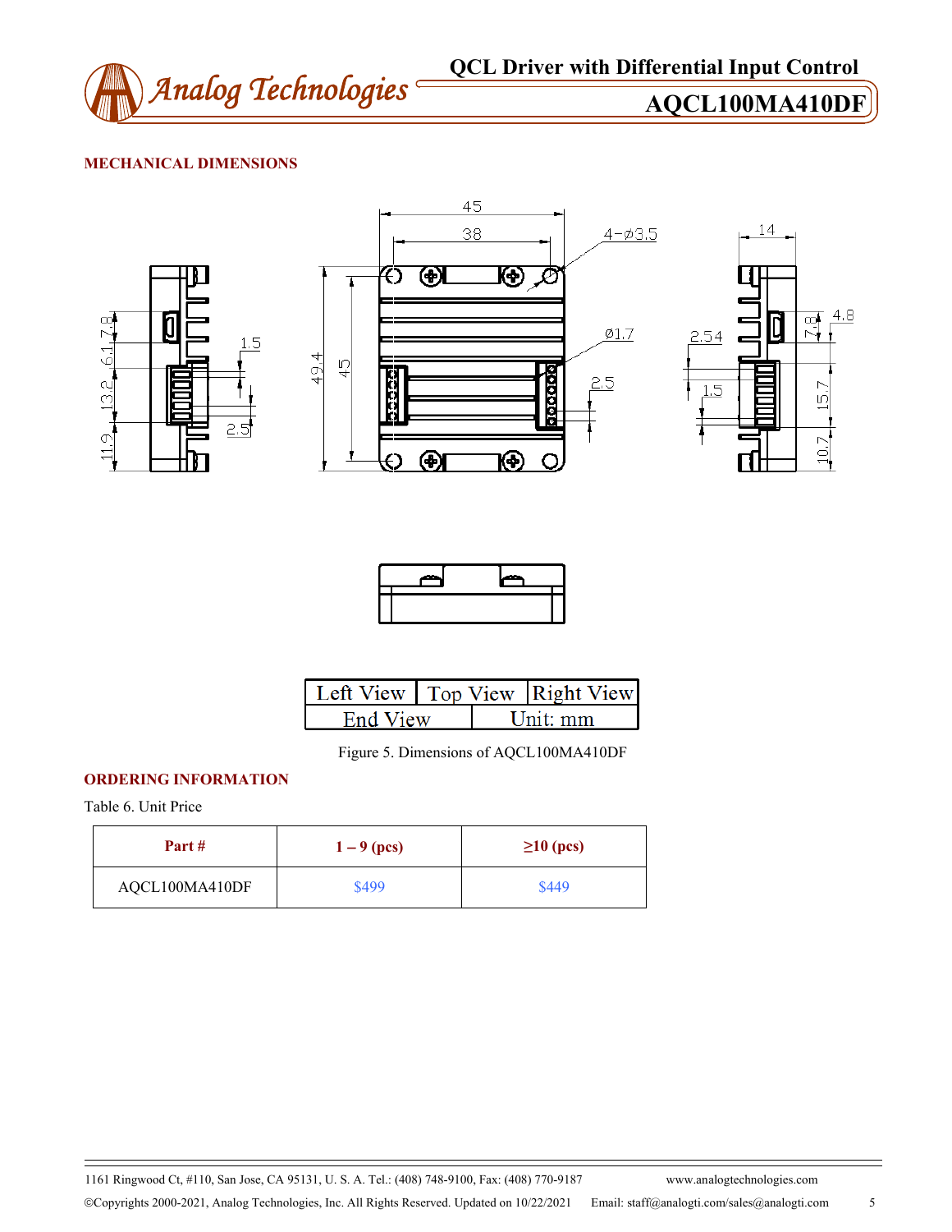## MECHANICAL DIMENSIONS

| Left View | Top View | Right View |
|---|---|---|
| End View | Unit: mm | |

Figure 5. Dimensions of AQCL100MA410DF

## ORDERING INFORMATION

Table 6. Unit Price

| Part # | 1 – 9 (pcs) | ≥10 (pcs) |
|---|---|---|
| AQCL100MA410DF | $499 | $449 |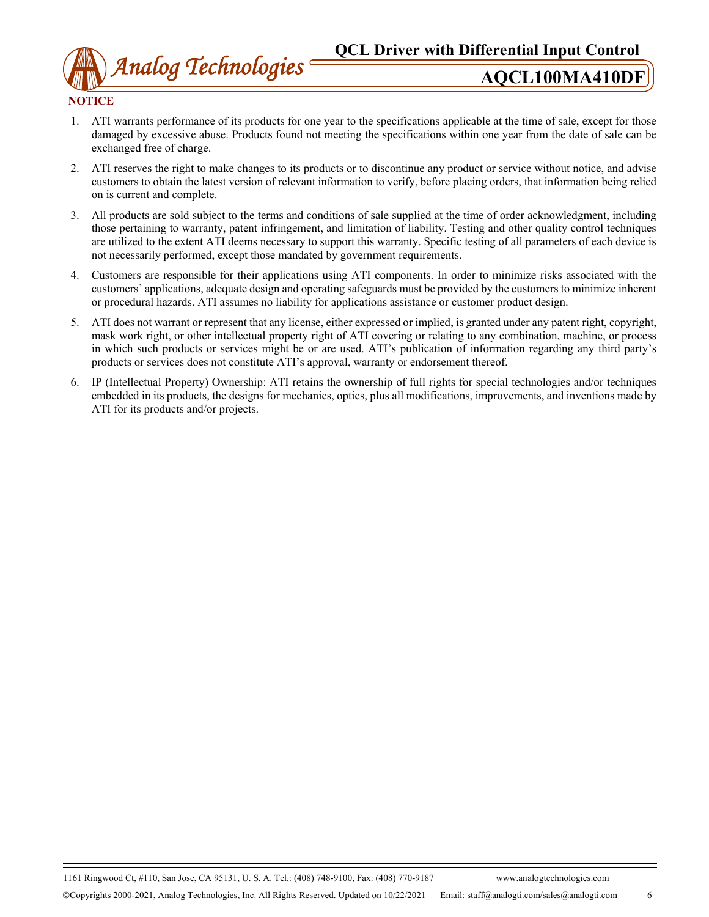## NOTICE

1. ATI warrants performance of its products for one year to the specifications applicable at the time of sale, except for those damaged by excessive abuse. Products found not meeting the specifications within one year from the date of sale can be exchanged free of charge.

2. ATI reserves the right to make changes to its products or to discontinue any product or service without notice, and advise customers to obtain the latest version of relevant information to verify, before placing orders, that information being relied on is current and complete.

3. All products are sold subject to the terms and conditions of sale supplied at the time of order acknowledgment, including those pertaining to warranty, patent infringement, and limitation of liability. Testing and other quality control techniques are utilized to the extent ATI deems necessary to support this warranty. Specific testing of all parameters of each device is not necessarily performed, except those mandated by government requirements.

4. Customers are responsible for their applications using ATI components. In order to minimize risks associated with the customers' applications, adequate design and operating safeguards must be provided by the customers to minimize inherent or procedural hazards. ATI assumes no liability for applications assistance or customer product design.

5. ATI does not warrant or represent that any license, either expressed or implied, is granted under any patent right, copyright, mask work right, or other intellectual property right of ATI covering or relating to any combination, machine, or process in which such products or services might be or are used. ATI's publication of information regarding any third party's products or services does not constitute ATI's approval, warranty or endorsement thereof.

6. IP (Intellectual Property) Ownership: ATI retains the ownership of full rights for special technologies and/or techniques embedded in its products, the designs for mechanics, optics, plus all modifications, improvements, and inventions made by ATI for its products and/or projects.